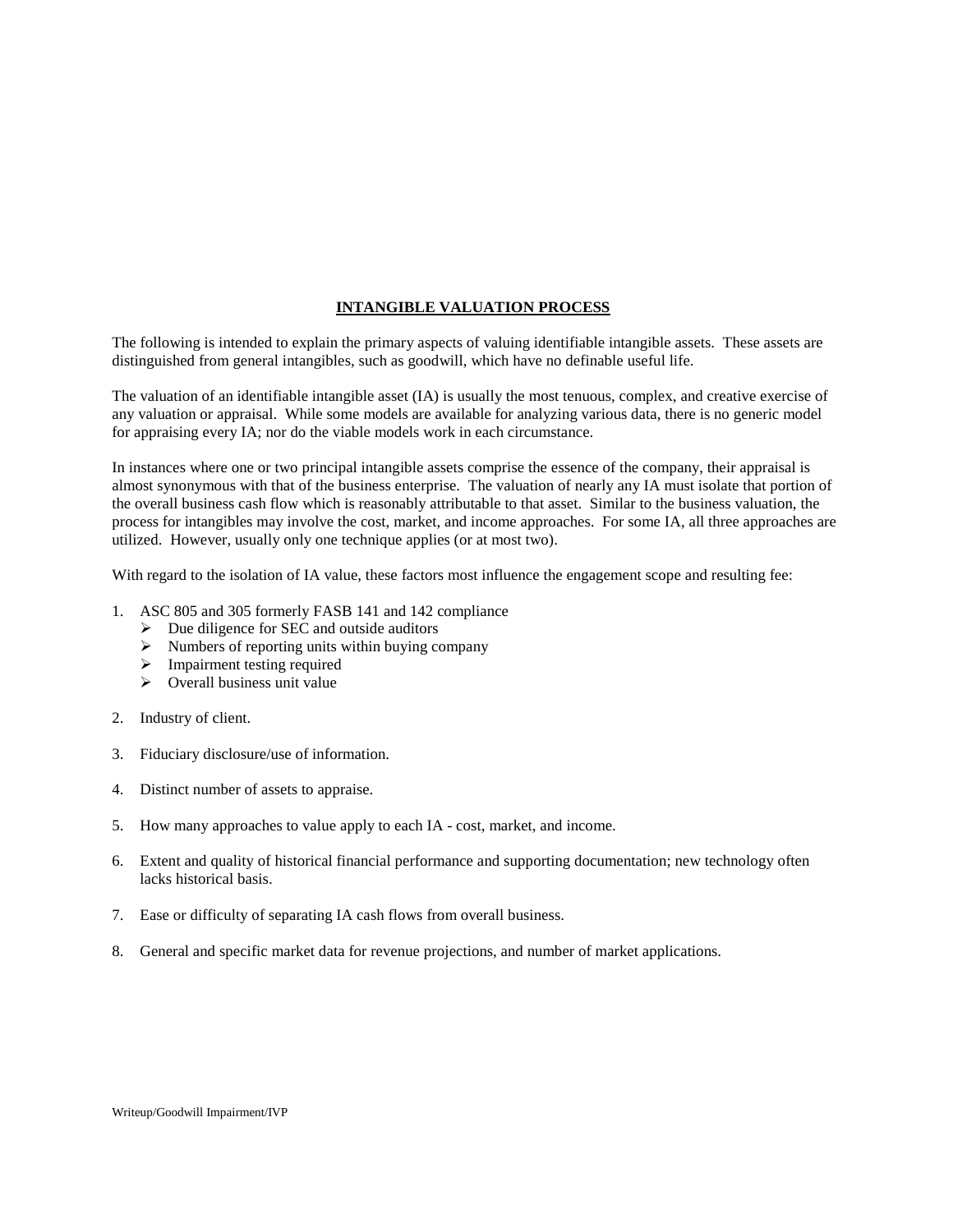# INTANGIBLE VALUATION PROCESS

The following is intended to explain the primary aspects of valuing identifiable intangible assets. These assets are distinguished from general intangibles, such as goodwill, which have no definable useful life.

The valuation of an identifiable intangible asset (IA) is usually the most tenuous, complex, and creative exercise of any valuation or appraisal. While some models are available for analyzing various data, there is no generic model for appraising every IA; nor do the viable models work in each circumstance.

In instances where one or two principal intangible assets comprise the essence of the company, their appraisal is almost synonymous with that of the business enterprise. The valuation of nearly any IA must isolate that portion of the overall business cash flow which is reasonably attributable to that asset. Similar to the business valuation, the process for intangibles may involve the cost, market, and income approaches. For some IA, all three approaches are utilized. However, usually only one technique applies (or at most two).

With regard to the isolation of IA value, these factors most influence the engagement scope and resulting fee:

1. ASC 805 and 305 formerly FASB 141 and 142 compliance
   - Due diligence for SEC and outside auditors
   - Numbers of reporting units within buying company
   - Impairment testing required
   - Overall business unit value

2. Industry of client.

3. Fiduciary disclosure/use of information.

4. Distinct number of assets to appraise.

5. How many approaches to value apply to each IA - cost, market, and income.

6. Extent and quality of historical financial performance and supporting documentation; new technology often lacks historical basis.

7. Ease or difficulty of separating IA cash flows from overall business.

8. General and specific market data for revenue projections, and number of market applications.

Writeup/Goodwill Impairment/IVP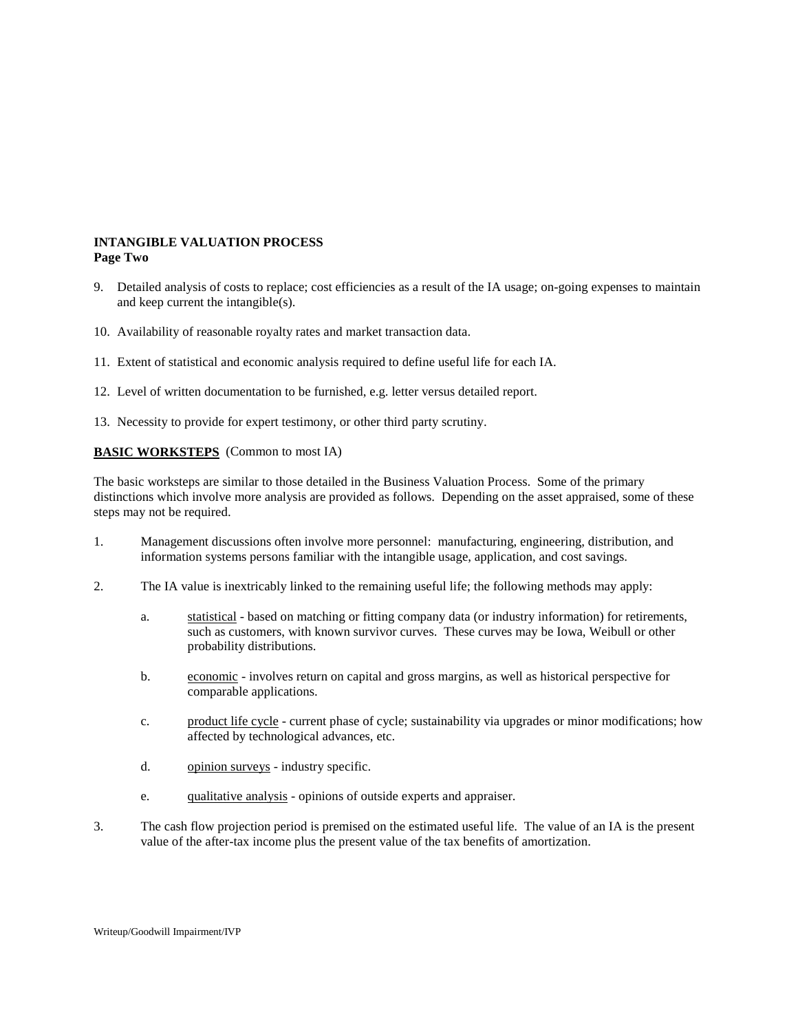**INTANGIBLE VALUATION PROCESS**
**Page Two**

9. Detailed analysis of costs to replace; cost efficiencies as a result of the IA usage; on-going expenses to maintain and keep current the intangible(s).

10. Availability of reasonable royalty rates and market transaction data.

11. Extent of statistical and economic analysis required to define useful life for each IA.

12. Level of written documentation to be furnished, e.g. letter versus detailed report.

13. Necessity to provide for expert testimony, or other third party scrutiny.

**BASIC WORKSTEPS** (Common to most IA)

The basic worksteps are similar to those detailed in the Business Valuation Process. Some of the primary distinctions which involve more analysis are provided as follows. Depending on the asset appraised, some of these steps may not be required.

1. Management discussions often involve more personnel: manufacturing, engineering, distribution, and information systems persons familiar with the intangible usage, application, and cost savings.

2. The IA value is inextricably linked to the remaining useful life; the following methods may apply:

   a. statistical - based on matching or fitting company data (or industry information) for retirements, such as customers, with known survivor curves. These curves may be Iowa, Weibull or other probability distributions.

   b. economic - involves return on capital and gross margins, as well as historical perspective for comparable applications.

   c. product life cycle - current phase of cycle; sustainability via upgrades or minor modifications; how affected by technological advances, etc.

   d. opinion surveys - industry specific.

   e. qualitative analysis - opinions of outside experts and appraiser.

3. The cash flow projection period is premised on the estimated useful life. The value of an IA is the present value of the after-tax income plus the present value of the tax benefits of amortization.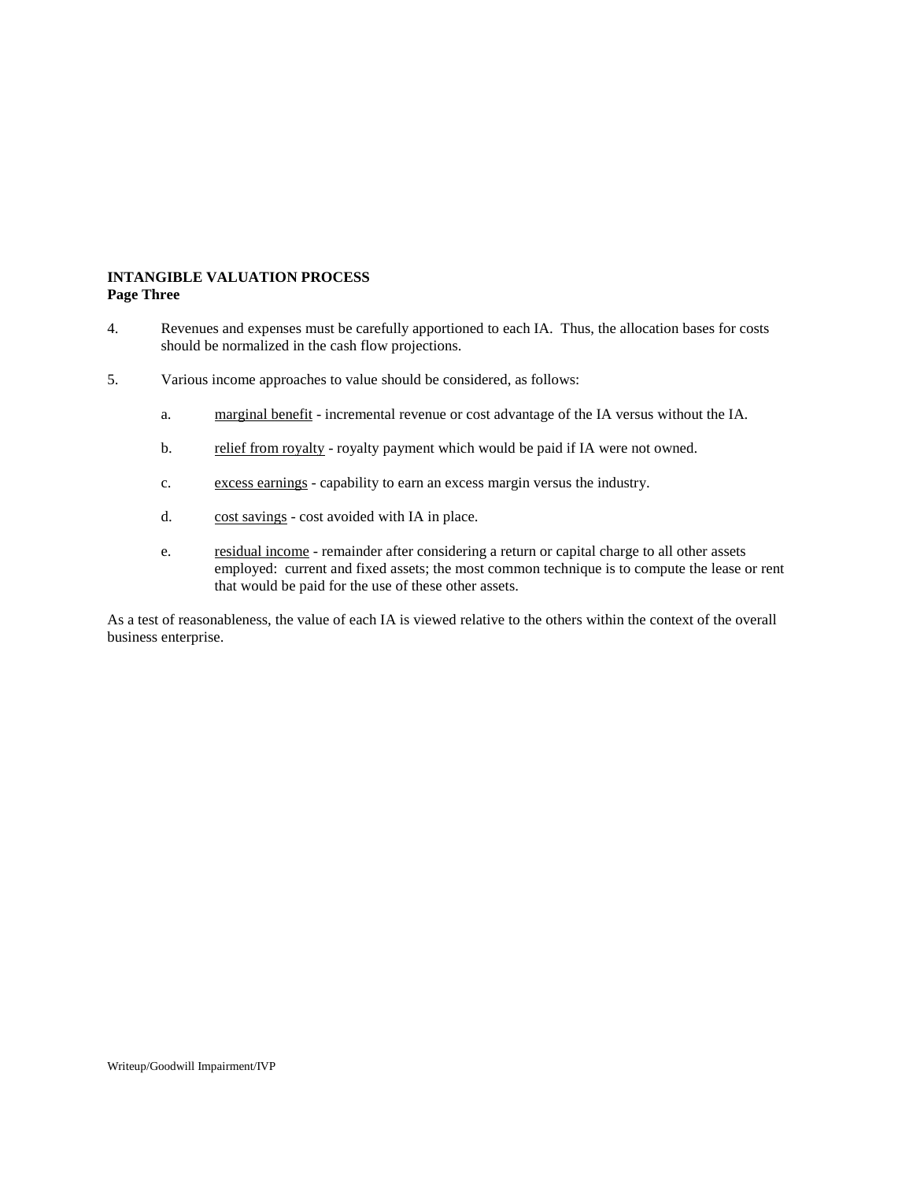**INTANGIBLE VALUATION PROCESS**
**Page Three**

4. Revenues and expenses must be carefully apportioned to each IA. Thus, the allocation bases for costs should be normalized in the cash flow projections.

5. Various income approaches to value should be considered, as follows:

   a. <u>marginal benefit</u> - incremental revenue or cost advantage of the IA versus without the IA.

   b. <u>relief from royalty</u> - royalty payment which would be paid if IA were not owned.

   c. <u>excess earnings</u> - capability to earn an excess margin versus the industry.

   d. <u>cost savings</u> - cost avoided with IA in place.

   e. <u>residual income</u> - remainder after considering a return or capital charge to all other assets employed: current and fixed assets; the most common technique is to compute the lease or rent that would be paid for the use of these other assets.

As a test of reasonableness, the value of each IA is viewed relative to the others within the context of the overall business enterprise.